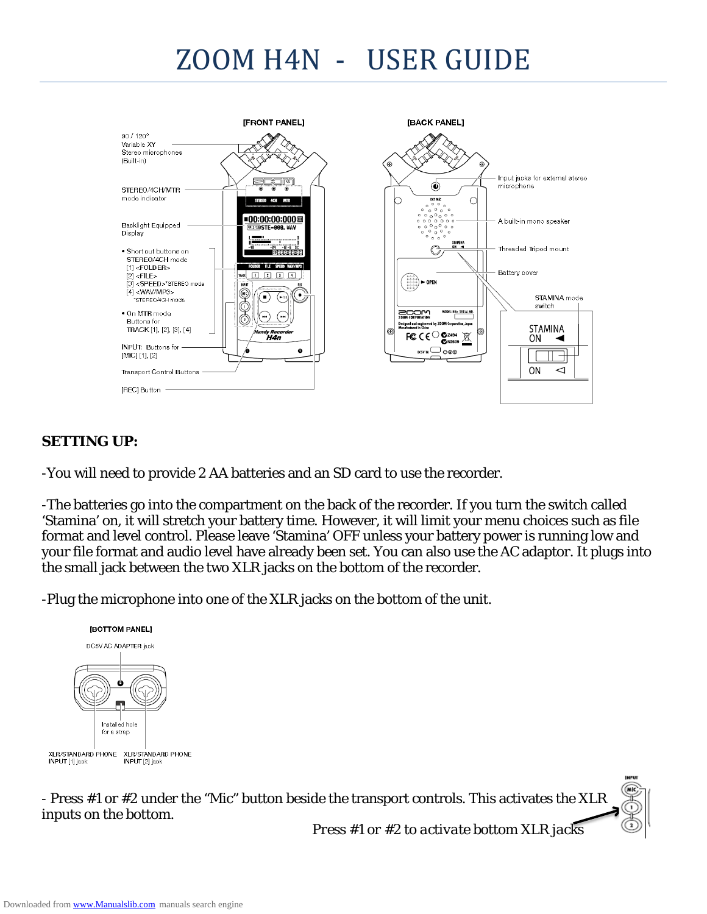# ZOOM H4N - USER GUIDE

**SETTING UP:**

-You will need to provide 2 AA batteries and an SD card to use the recorder.

-The batteries go into the compartment on the back of the recorder. If you turn the switch called 'Stamina' on, it will stretch your battery time. However, it will limit your menu choices such as file format and level control. Please leave 'Stamina' OFF unless your battery power is running low and your file format and audio level have already been set. You can also use the AC adaptor. It plugs into the small jack between the two XLR jacks on the bottom of the recorder.

-Plug the microphone into one of the XLR jacks on the bottom of the unit.

- Press #1 or #2 under the "Mic" button beside the transport controls. This activates the XLR inputs on the bottom.

*Press #1 or #2 to activate bottom XLR jacks*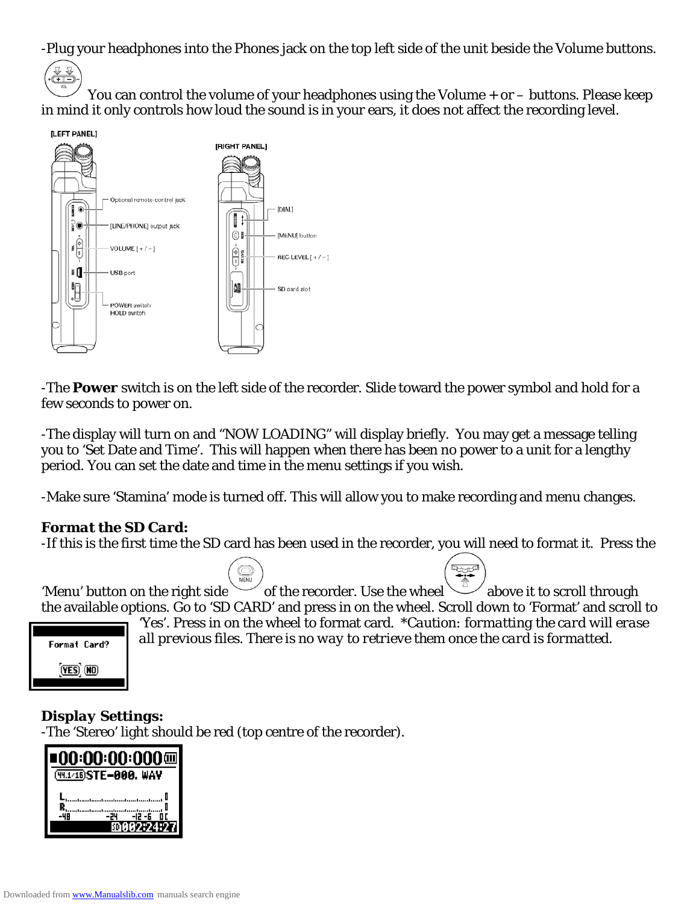-Plug your headphones into the Phones jack on the top left side of the unit beside the Volume buttons.

You can control the volume of your headphones using the Volume + or – buttons. Please keep in mind it only controls how loud the sound is in your ears, it does not affect the recording level.

[LEFT PANEL]

- Optional remote-control jack
- [LINE/PHONE] output jack
- VOLUME [ + / − ]
- USB port
- POWER switch HOLD switch

[RIGHT PANEL]

- [DIAL]
- [MENU] button
- REC LEVEL [ + / − ]
- SD card slot

-The **Power** switch is on the left side of the recorder. Slide toward the power symbol and hold for a few seconds to power on.

-The display will turn on and "NOW LOADING" will display briefly. You may get a message telling you to 'Set Date and Time'. This will happen when there has been no power to a unit for a lengthy period. You can set the date and time in the menu settings if you wish.

-Make sure 'Stamina' mode is turned off. This will allow you to make recording and menu changes.

### *Format the SD Card:*

-If this is the first time the SD card has been used in the recorder, you will need to format it. Press the 'Menu' button on the right side of the recorder. Use the wheel above it to scroll through the available options. Go to 'SD CARD' and press in on the wheel. Scroll down to 'Format' and scroll to 'Yes'. Press in on the wheel to format card. *\*Caution: formatting the card will erase all previous files. There is no way to retrieve them once the card is formatted.*

Format Card?

YES NO

### Display Settings:

-The 'Stereo' light should be red (top centre of the recorder).

■00:00:00:000
44.1/16 STE-000. WAV
L
R
-48 -24 -12 -6 0 C
SD 002:24:27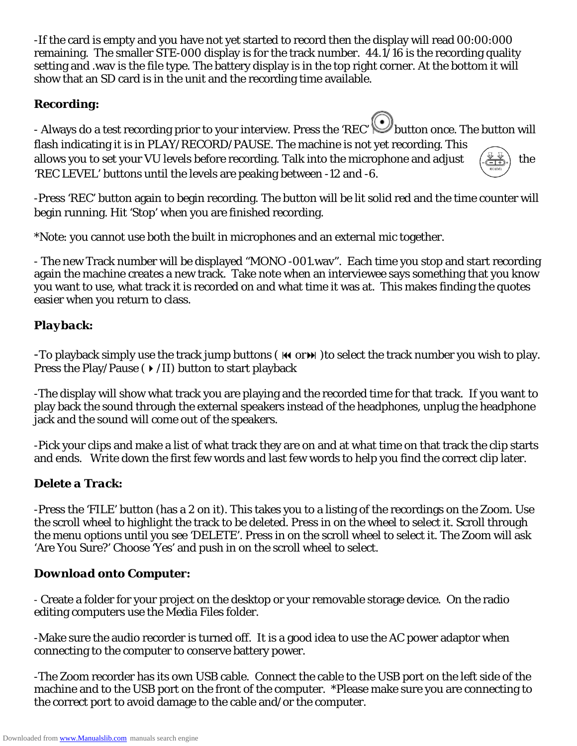-If the card is empty and you have not yet started to record then the display will read 00:00:000 remaining. The smaller STE-000 display is for the track number. 44.1/16 is the recording quality setting and .wav is the file type. The battery display is in the top right corner. At the bottom it will show that an SD card is in the unit and the recording time available.

### Recording:

- Always do a test recording prior to your interview. Press the 'REC' button once. The button will flash indicating it is in PLAY/RECORD/PAUSE. The machine is not yet recording. This allows you to set your VU levels before recording. Talk into the microphone and adjust the 'REC LEVEL' buttons until the levels are peaking between -12 and -6.

-Press 'REC' button again to begin recording. The button will be lit solid red and the time counter will begin running. Hit 'Stop' when you are finished recording.

*Note: you cannot use both the built in microphones and an external mic together.

- The new Track number will be displayed "MONO -001.wav". Each time you stop and start recording again the machine creates a new track. Take note when an interviewee says something that you know you want to use, what track it is recorded on and what time it was at. This makes finding the quotes easier when you return to class.

### Playback:

-To playback simply use the track jump buttons ( ⏮ or⏭ )to select the track number you wish to play. Press the Play/Pause ( ▶/II) button to start playback

-The display will show what track you are playing and the recorded time for that track. If you want to play back the sound through the external speakers instead of the headphones, unplug the headphone jack and the sound will come out of the speakers.

-Pick your clips and make a list of what track they are on and at what time on that track the clip starts and ends. Write down the first few words and last few words to help you find the correct clip later.

### Delete a Track:

-Press the 'FILE' button (has a 2 on it). This takes you to a listing of the recordings on the Zoom. Use the scroll wheel to highlight the track to be deleted. Press in on the wheel to select it. Scroll through the menu options until you see 'DELETE'. Press in on the scroll wheel to select it. The Zoom will ask 'Are You Sure?' Choose 'Yes' and push in on the scroll wheel to select.

### Download onto Computer:

- Create a folder for your project on the desktop or your removable storage device. On the radio editing computers use the Media Files folder.

-Make sure the audio recorder is turned off. It is a good idea to use the AC power adaptor when connecting to the computer to conserve battery power.

-The Zoom recorder has its own USB cable. Connect the cable to the USB port on the left side of the machine and to the USB port on the front of the computer. *Please make sure you are connecting to the correct port to avoid damage to the cable and/or the computer.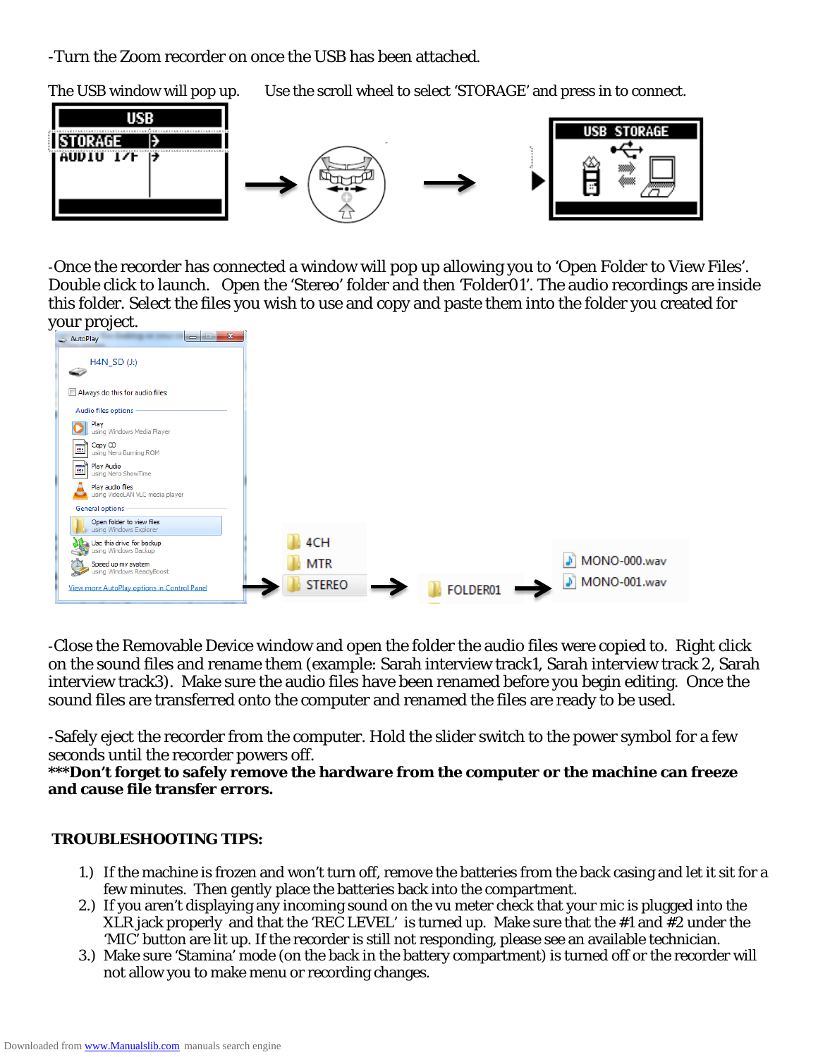-Turn the Zoom recorder on once the USB has been attached.

The USB window will pop up. Use the scroll wheel to select 'STORAGE' and press in to connect.

-Once the recorder has connected a window will pop up allowing you to 'Open Folder to View Files'. Double click to launch. Open the 'Stereo' folder and then 'Folder01'. The audio recordings are inside this folder. Select the files you wish to use and copy and paste them into the folder you created for your project.

-Close the Removable Device window and open the folder the audio files were copied to. Right click on the sound files and rename them (example: Sarah interview track1, Sarah interview track 2, Sarah interview track3). Make sure the audio files have been renamed before you begin editing. Once the sound files are transferred onto the computer and renamed the files are ready to be used.

-Safely eject the recorder from the computer. Hold the slider switch to the power symbol for a few seconds until the recorder powers off.

**\*\*\*Don't forget to safely remove the hardware from the computer or the machine can freeze and cause file transfer errors.**

**TROUBLESHOOTING TIPS:**

1.) If the machine is frozen and won't turn off, remove the batteries from the back casing and let it sit for a few minutes. Then gently place the batteries back into the compartment.
2.) If you aren't displaying any incoming sound on the vu meter check that your mic is plugged into the XLR jack properly and that the 'REC LEVEL' is turned up. Make sure that the #1 and #2 under the 'MIC' button are lit up. If the recorder is still not responding, please see an available technician.
3.) Make sure 'Stamina' mode (on the back in the battery compartment) is turned off or the recorder will not allow you to make menu or recording changes.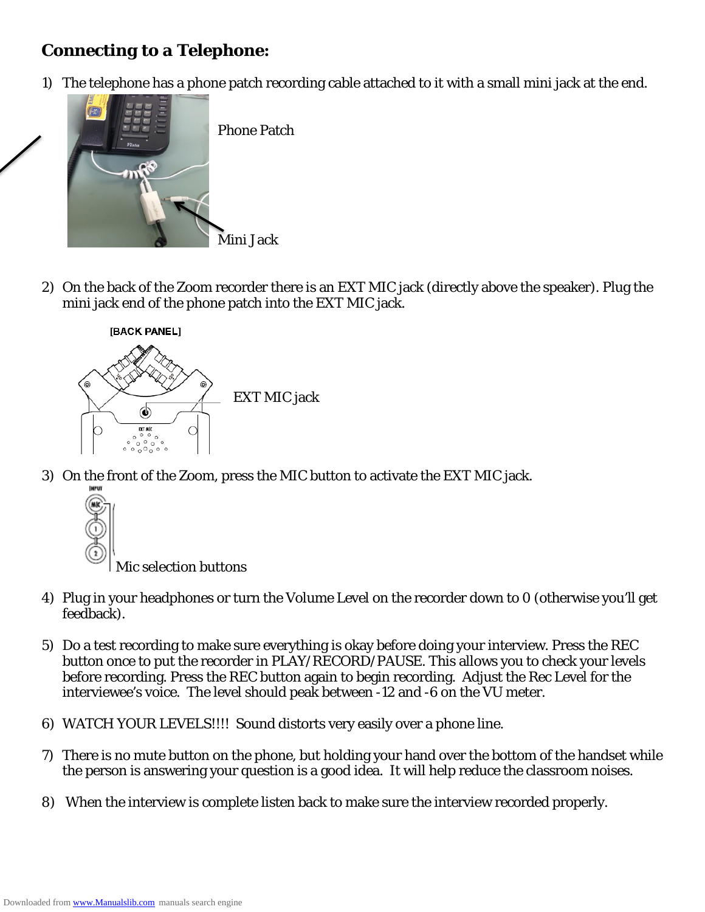## Connecting to a Telephone:

1) The telephone has a phone patch recording cable attached to it with a small mini jack at the end.

Phone Patch

Mini Jack

2) On the back of the Zoom recorder there is an EXT MIC jack (directly above the speaker). Plug the mini jack end of the phone patch into the EXT MIC jack.

[BACK PANEL]

EXT MIC jack

3) On the front of the Zoom, press the MIC button to activate the EXT MIC jack.

Mic selection buttons

4) Plug in your headphones or turn the Volume Level on the recorder down to 0 (otherwise you'll get feedback).

5) Do a test recording to make sure everything is okay before doing your interview. Press the REC button once to put the recorder in PLAY/RECORD/PAUSE. This allows you to check your levels before recording. Press the REC button again to begin recording. Adjust the Rec Level for the interviewee's voice. The level should peak between -12 and -6 on the VU meter.

6) WATCH YOUR LEVELS!!!! Sound distorts very easily over a phone line.

7) There is no mute button on the phone, but holding your hand over the bottom of the handset while the person is answering your question is a good idea. It will help reduce the classroom noises.

8) When the interview is complete listen back to make sure the interview recorded properly.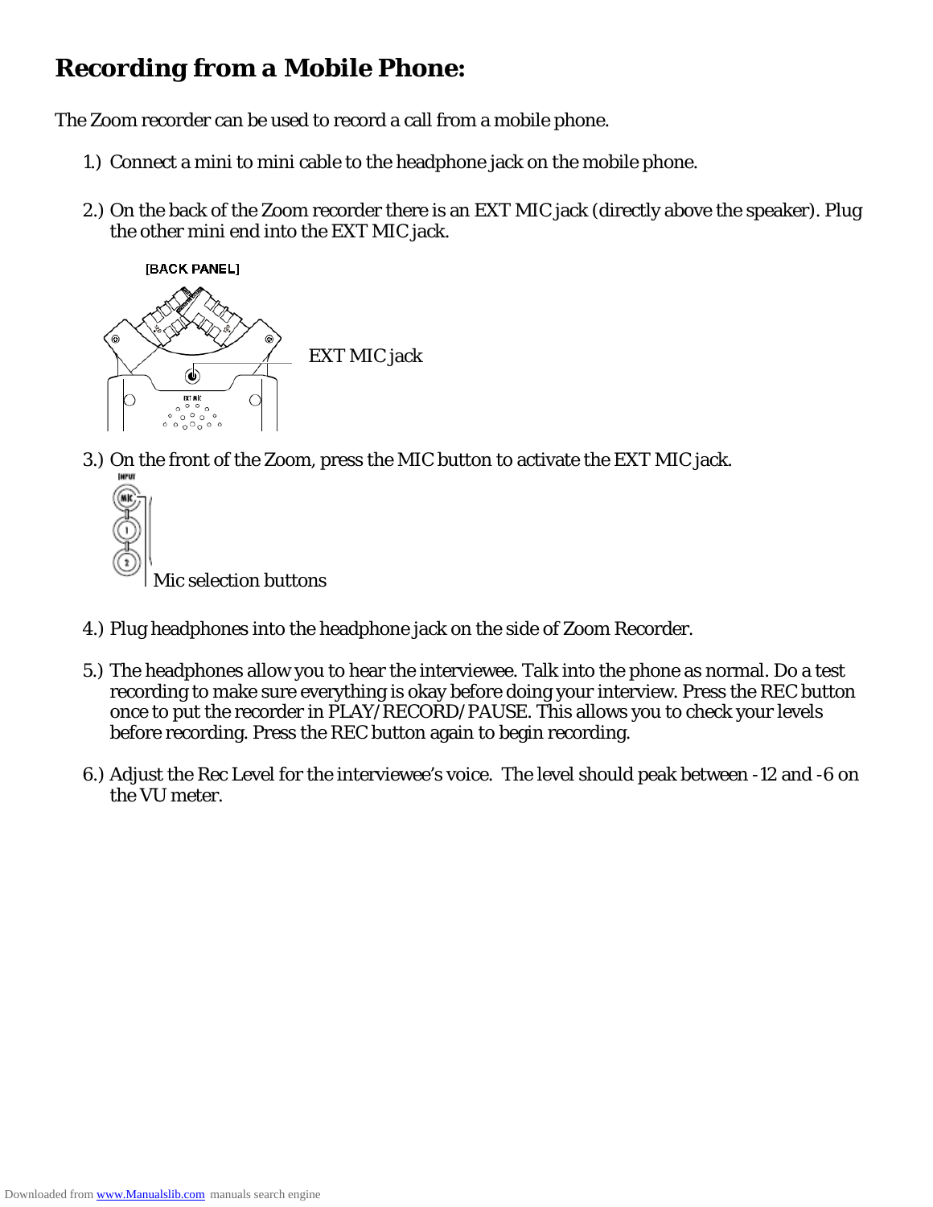# Recording from a Mobile Phone:

The Zoom recorder can be used to record a call from a mobile phone.

1.) Connect a mini to mini cable to the headphone jack on the mobile phone.

2.) On the back of the Zoom recorder there is an EXT MIC jack (directly above the speaker). Plug the other mini end into the EXT MIC jack.

[BACK PANEL]

EXT MIC jack

3.) On the front of the Zoom, press the MIC button to activate the EXT MIC jack.

Mic selection buttons

4.) Plug headphones into the headphone jack on the side of Zoom Recorder.

5.) The headphones allow you to hear the interviewee. Talk into the phone as normal. Do a test recording to make sure everything is okay before doing your interview. Press the REC button once to put the recorder in PLAY/RECORD/PAUSE. This allows you to check your levels before recording. Press the REC button again to begin recording.

6.) Adjust the Rec Level for the interviewee's voice. The level should peak between -12 and -6 on the VU meter.